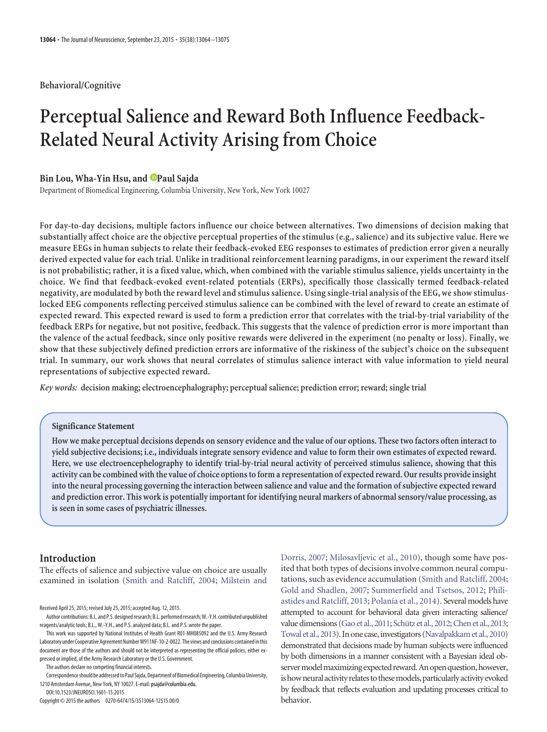Behavioral/Cognitive

# Perceptual Salience and Reward Both Influence Feedback-Related Neural Activity Arising from Choice

**Bin Lou, Wha-Yin Hsu, and Paul Sajda**

Department of Biomedical Engineering, Columbia University, New York, New York 10027

**For day-to-day decisions, multiple factors influence our choice between alternatives. Two dimensions of decision making that substantially affect choice are the objective perceptual properties of the stimulus (e.g., salience) and its subjective value. Here we measure EEGs in human subjects to relate their feedback-evoked EEG responses to estimates of prediction error given a neurally derived expected value for each trial. Unlike in traditional reinforcement learning paradigms, in our experiment the reward itself is not probabilistic; rather, it is a fixed value, which, when combined with the variable stimulus salience, yields uncertainty in the choice. We find that feedback-evoked event-related potentials (ERPs), specifically those classically termed feedback-related negativity, are modulated by both the reward level and stimulus salience. Using single-trial analysis of the EEG, we show stimulus-locked EEG components reflecting perceived stimulus salience can be combined with the level of reward to create an estimate of expected reward. This expected reward is used to form a prediction error that correlates with the trial-by-trial variability of the feedback ERPs for negative, but not positive, feedback. This suggests that the valence of prediction error is more important than the valence of the actual feedback, since only positive rewards were delivered in the experiment (no penalty or loss). Finally, we show that these subjectively defined prediction errors are informative of the riskiness of the subject's choice on the subsequent trial. In summary, our work shows that neural correlates of stimulus salience interact with value information to yield neural representations of subjective expected reward.**

*Key words:* **decision making; electroencephalography; perceptual salience; prediction error; reward; single trial**

### Significance Statement

**How we make perceptual decisions depends on sensory evidence and the value of our options. These two factors often interact to yield subjective decisions; i.e., individuals integrate sensory evidence and value to form their own estimates of expected reward. Here, we use electroencephelography to identify trial-by-trial neural activity of perceived stimulus salience, showing that this activity can be combined with the value of choice options to form a representation of expected reward. Our results provide insight into the neural processing governing the interaction between salience and value and the formation of subjective expected reward and prediction error. This work is potentially important for identifying neural markers of abnormal sensory/value processing, as is seen in some cases of psychiatric illnesses.**

## Introduction

The effects of salience and subjective value on choice are usually examined in isolation (Smith and Ratcliff, 2004; Milstein and Dorris, 2007; Milosavljevic et al., 2010), though some have posited that both types of decisions involve common neural computations, such as evidence accumulation (Smith and Ratcliff, 2004; Gold and Shadlen, 2007; Summerfield and Tsetsos, 2012; Philiastides and Ratcliff, 2013; Polanía et al., 2014). Several models have attempted to account for behavioral data given interacting salience/value dimensions (Gao et al., 2011; Schütz et al., 2012; Chen et al., 2013; Towal et al., 2013). In one case, investigators (Navalpakkam et al., 2010) demonstrated that decisions made by human subjects were influenced by both dimensions in a manner consistent with a Bayesian ideal observer model maximizing expected reward. An open question, however, is how neural activity relates to these models, particularly activity evoked by feedback that reflects evaluation and updating processes critical to behavior.

Received April 25, 2015; revised July 25, 2015; accepted Aug. 12, 2015.

Author contributions: B.L. and P.S. designed research; B.L. performed research; W.-Y.H. contributed unpublished reagents/analytic tools; B.L., W.-Y.H., and P.S. analyzed data; B.L. and P.S. wrote the paper.

This work was supported by National Institutes of Health Grant R01-MH085092 and the U.S. Army Research Laboratory under Cooperative Agreement Number W911NF-10-2-0022. The views and conclusions contained in this document are those of the authors and should not be interpreted as representing the official policies, either expressed or implied, of the Army Research Laboratory or the U.S. Government.

The authors declare no competing financial interests.

Correspondence should be addressed to Paul Sajda, Department of Biomedical Engineering, Columbia University, 1210 Amsterdam Avenue, New York, NY 10027. E-mail: psajda@columbia.edu.

DOI:10.1523/JNEUROSCI.1601-15.2015

Copyright © 2015 the authors 0270-6474/15/3513064-12$15.00/0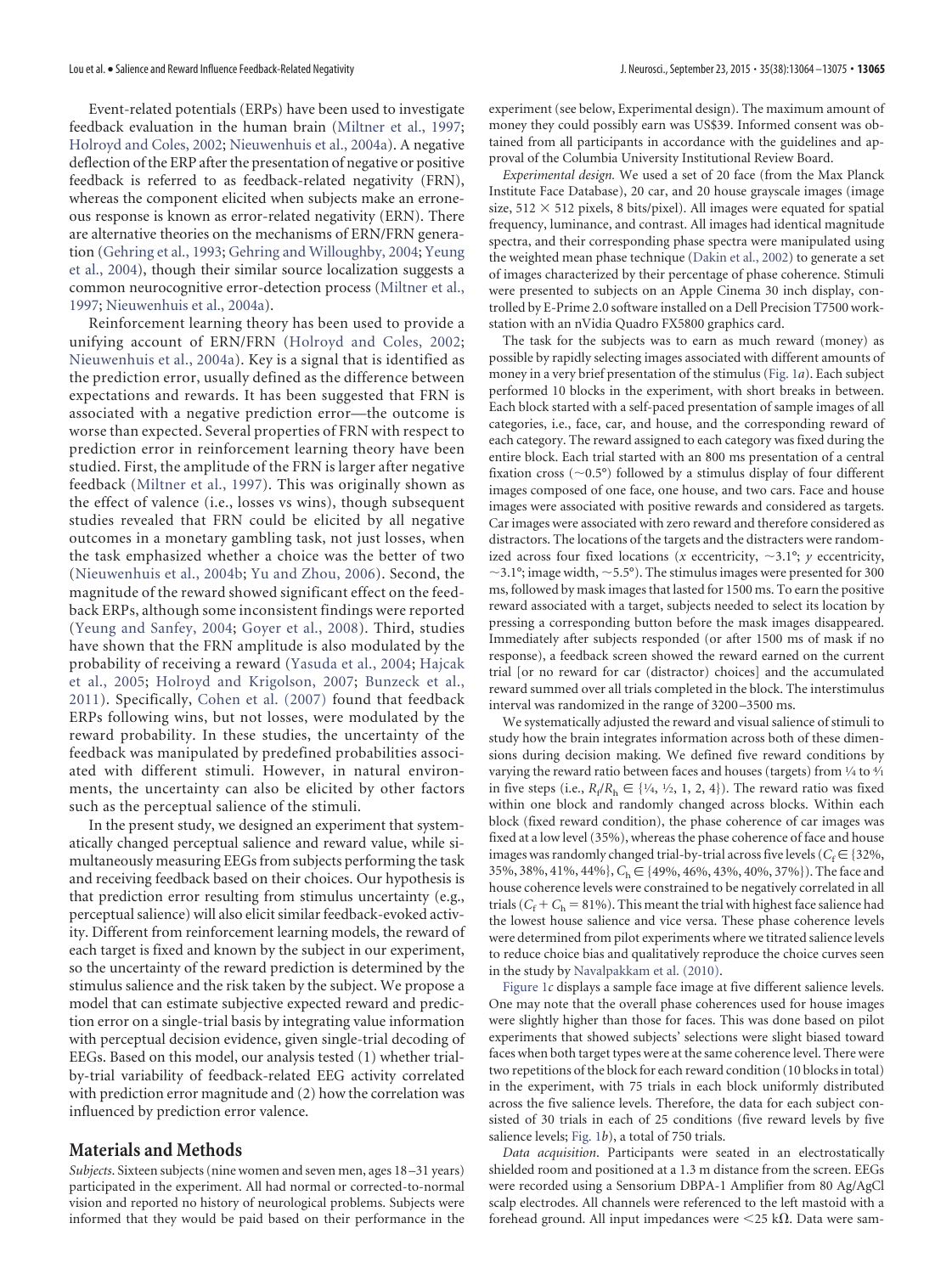Event-related potentials (ERPs) have been used to investigate feedback evaluation in the human brain (Miltner et al., 1997; Holroyd and Coles, 2002; Nieuwenhuis et al., 2004a). A negative deflection of the ERP after the presentation of negative or positive feedback is referred to as feedback-related negativity (FRN), whereas the component elicited when subjects make an erroneous response is known as error-related negativity (ERN). There are alternative theories on the mechanisms of ERN/FRN generation (Gehring et al., 1993; Gehring and Willoughby, 2004; Yeung et al., 2004), though their similar source localization suggests a common neurocognitive error-detection process (Miltner et al., 1997; Nieuwenhuis et al., 2004a).

Reinforcement learning theory has been used to provide a unifying account of ERN/FRN (Holroyd and Coles, 2002; Nieuwenhuis et al., 2004a). Key is a signal that is identified as the prediction error, usually defined as the difference between expectations and rewards. It has been suggested that FRN is associated with a negative prediction error—the outcome is worse than expected. Several properties of FRN with respect to prediction error in reinforcement learning theory have been studied. First, the amplitude of the FRN is larger after negative feedback (Miltner et al., 1997). This was originally shown as the effect of valence (i.e., losses vs wins), though subsequent studies revealed that FRN could be elicited by all negative outcomes in a monetary gambling task, not just losses, when the task emphasized whether a choice was the better of two (Nieuwenhuis et al., 2004b; Yu and Zhou, 2006). Second, the magnitude of the reward showed significant effect on the feedback ERPs, although some inconsistent findings were reported (Yeung and Sanfey, 2004; Goyer et al., 2008). Third, studies have shown that the FRN amplitude is also modulated by the probability of receiving a reward (Yasuda et al., 2004; Hajcak et al., 2005; Holroyd and Krigolson, 2007; Bunzeck et al., 2011). Specifically, Cohen et al. (2007) found that feedback ERPs following wins, but not losses, were modulated by the reward probability. In these studies, the uncertainty of the feedback was manipulated by predefined probabilities associated with different stimuli. However, in natural environments, the uncertainty can also be elicited by other factors such as the perceptual salience of the stimuli.

In the present study, we designed an experiment that systematically changed perceptual salience and reward value, while simultaneously measuring EEGs from subjects performing the task and receiving feedback based on their choices. Our hypothesis is that prediction error resulting from stimulus uncertainty (e.g., perceptual salience) will also elicit similar feedback-evoked activity. Different from reinforcement learning models, the reward of each target is fixed and known by the subject in our experiment, so the uncertainty of the reward prediction is determined by the stimulus salience and the risk taken by the subject. We propose a model that can estimate subjective expected reward and prediction error on a single-trial basis by integrating value information with perceptual decision evidence, given single-trial decoding of EEGs. Based on this model, our analysis tested (1) whether trial-by-trial variability of feedback-related EEG activity correlated with prediction error magnitude and (2) how the correlation was influenced by prediction error valence.

## Materials and Methods

*Subjects*. Sixteen subjects (nine women and seven men, ages 18–31 years) participated in the experiment. All had normal or corrected-to-normal vision and reported no history of neurological problems. Subjects were informed that they would be paid based on their performance in the experiment (see below, Experimental design). The maximum amount of money they could possibly earn was US$39. Informed consent was obtained from all participants in accordance with the guidelines and approval of the Columbia University Institutional Review Board.

*Experimental design*. We used a set of 20 face (from the Max Planck Institute Face Database), 20 car, and 20 house grayscale images (image size, 512 × 512 pixels, 8 bits/pixel). All images were equated for spatial frequency, luminance, and contrast. All images had identical magnitude spectra, and their corresponding phase spectra were manipulated using the weighted mean phase technique (Dakin et al., 2002) to generate a set of images characterized by their percentage of phase coherence. Stimuli were presented to subjects on an Apple Cinema 30 inch display, controlled by E-Prime 2.0 software installed on a Dell Precision T7500 workstation with an nVidia Quadro FX5800 graphics card.

The task for the subjects was to earn as much reward (money) as possible by rapidly selecting images associated with different amounts of money in a very brief presentation of the stimulus (Fig. 1*a*). Each subject performed 10 blocks in the experiment, with short breaks in between. Each block started with a self-paced presentation of sample images of all categories, i.e., face, car, and house, and the corresponding reward of each category. The reward assigned to each category was fixed during the entire block. Each trial started with an 800 ms presentation of a central fixation cross (~0.5°) followed by a stimulus display of four different images composed of one face, one house, and two cars. Face and house images were associated with positive rewards and considered as targets. Car images were associated with zero reward and therefore considered as distractors. The locations of the targets and the distracters were randomized across four fixed locations (*x* eccentricity, ~3.1°; *y* eccentricity, ~3.1°; image width, ~5.5°). The stimulus images were presented for 300 ms, followed by mask images that lasted for 1500 ms. To earn the positive reward associated with a target, subjects needed to select its location by pressing a corresponding button before the mask images disappeared. Immediately after subjects responded (or after 1500 ms of mask if no response), a feedback screen showed the reward earned on the current trial [or no reward for car (distractor) choices] and the accumulated reward summed over all trials completed in the block. The interstimulus interval was randomized in the range of 3200–3500 ms.

We systematically adjusted the reward and visual salience of stimuli to study how the brain integrates information across both of these dimensions during decision making. We defined five reward conditions by varying the reward ratio between faces and houses (targets) from ¼ to 4/1 in five steps (i.e., $R_f/R_h \in \{1/4, 1/2, 1, 2, 4\}$). The reward ratio was fixed within one block and randomly changed across blocks. Within each block (fixed reward condition), the phase coherence of car images was fixed at a low level (35%), whereas the phase coherence of face and house images was randomly changed trial-by-trial across five levels ($C_f \in \{32\%, 35\%, 38\%, 41\%, 44\%\}$, $C_h \in \{49\%, 46\%, 43\%, 40\%, 37\%\}$). The face and house coherence levels were constrained to be negatively correlated in all trials ($C_f + C_h = 81\%$). This meant the trial with highest face salience had the lowest house salience and vice versa. These phase coherence levels were determined from pilot experiments where we titrated salience levels to reduce choice bias and qualitatively reproduce the choice curves seen in the study by Navalpakkam et al. (2010).

Figure 1*c* displays a sample face image at five different salience levels. One may note that the overall phase coherences used for house images were slightly higher than those for faces. This was done based on pilot experiments that showed subjects' selections were slight biased toward faces when both target types were at the same coherence level. There were two repetitions of the block for each reward condition (10 blocks in total) in the experiment, with 75 trials in each block uniformly distributed across the five salience levels. Therefore, the data for each subject consisted of 30 trials in each of 25 conditions (five reward levels by five salience levels; Fig. 1*b*), a total of 750 trials.

*Data acquisition*. Participants were seated in an electrostatically shielded room and positioned at a 1.3 m distance from the screen. EEGs were recorded using a Sensorium DBPA-1 Amplifier from 80 Ag/AgCl scalp electrodes. All channels were referenced to the left mastoid with a forehead ground. All input impedances were <25 kΩ. Data were sam-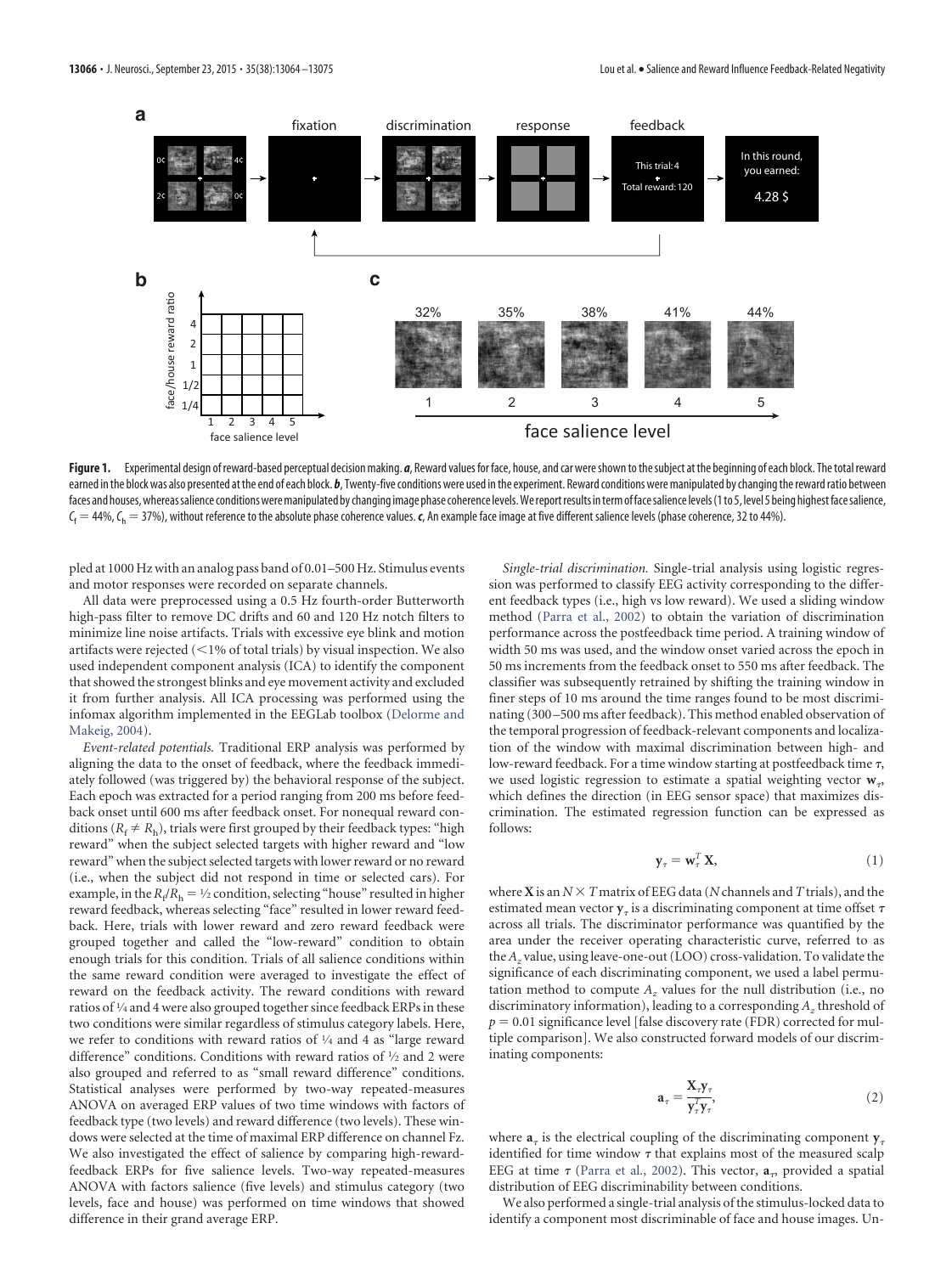**Figure 1.** Experimental design of reward-based perceptual decision making. ***a***, Reward values for face, house, and car were shown to the subject at the beginning of each block. The total reward earned in the block was also presented at the end of each block. ***b***, Twenty-five conditions were used in the experiment. Reward conditions were manipulated by changing the reward ratio between faces and houses, whereas salience conditions were manipulated by changing image phase coherence levels. We report results in term of face salience levels (1 to 5, level 5 being highest face salience, $C_f = 44\%$, $C_h = 37\%$), without reference to the absolute phase coherence values. ***c***, An example face image at five different salience levels (phase coherence, 32 to 44%).

pled at 1000 Hz with an analog pass band of 0.01–500 Hz. Stimulus events and motor responses were recorded on separate channels.

All data were preprocessed using a 0.5 Hz fourth-order Butterworth high-pass filter to remove DC drifts and 60 and 120 Hz notch filters to minimize line noise artifacts. Trials with excessive eye blink and motion artifacts were rejected (<1% of total trials) by visual inspection. We also used independent component analysis (ICA) to identify the component that showed the strongest blinks and eye movement activity and excluded it from further analysis. All ICA processing was performed using the infomax algorithm implemented in the EEGLab toolbox (Delorme and Makeig, 2004).

*Event-related potentials.* Traditional ERP analysis was performed by aligning the data to the onset of feedback, where the feedback immediately followed (was triggered by) the behavioral response of the subject. Each epoch was extracted for a period ranging from 200 ms before feedback onset until 600 ms after feedback onset. For nonequal reward conditions ($R_f \neq R_h$), trials were first grouped by their feedback types: "high reward" when the subject selected targets with higher reward and "low reward" when the subject selected targets with lower reward or no reward (i.e., when the subject did not respond in time or selected cars). For example, in the $R_f/R_h = 1/2$ condition, selecting "house" resulted in higher reward feedback, whereas selecting "face" resulted in lower reward feedback. Here, trials with lower reward and zero reward feedback were grouped together and called the "low-reward" condition to obtain enough trials for this condition. Trials of all salience conditions within the same reward condition were averaged to investigate the effect of reward on the feedback activity. The reward conditions with reward ratios of ¼ and 4 were also grouped together since feedback ERPs in these two conditions were similar regardless of stimulus category labels. Here, we refer to conditions with reward ratios of ¼ and 4 as "large reward difference" conditions. Conditions with reward ratios of ½ and 2 were also grouped and referred to as "small reward difference" conditions. Statistical analyses were performed by two-way repeated-measures ANOVA on averaged ERP values of two time windows with factors of feedback type (two levels) and reward difference (two levels). These windows were selected at the time of maximal ERP difference on channel Fz. We also investigated the effect of salience by comparing high-reward-feedback ERPs for five salience levels. Two-way repeated-measures ANOVA with factors salience (five levels) and stimulus category (two levels, face and house) was performed on time windows that showed difference in their grand average ERP.

*Single-trial discrimination.* Single-trial analysis using logistic regression was performed to classify EEG activity corresponding to the different feedback types (i.e., high vs low reward). We used a sliding window method (Parra et al., 2002) to obtain the variation of discrimination performance across the postfeedback time period. A training window of width 50 ms was used, and the window onset varied across the epoch in 50 ms increments from the feedback onset to 550 ms after feedback. The classifier was subsequently retrained by shifting the training window in finer steps of 10 ms around the time ranges found to be most discriminating (300–500 ms after feedback). This method enabled observation of the temporal progression of feedback-relevant components and localization of the window with maximal discrimination between high- and low-reward feedback. For a time window starting at postfeedback time $\tau$, we used logistic regression to estimate a spatial weighting vector $\mathbf{w}_\tau$, which defines the direction (in EEG sensor space) that maximizes discrimination. The estimated regression function can be expressed as follows:

$$\mathbf{y}_\tau = \mathbf{w}_\tau^T \mathbf{X}, \tag{1}$$

where $\mathbf{X}$ is an $N \times T$ matrix of EEG data ($N$ channels and $T$ trials), and the estimated mean vector $\mathbf{y}_\tau$ is a discriminating component at time offset $\tau$ across all trials. The discriminator performance was quantified by the area under the receiver operating characteristic curve, referred to as the $A_z$ value, using leave-one-out (LOO) cross-validation. To validate the significance of each discriminating component, we used a label permutation method to compute $A_z$ values for the null distribution (i.e., no discriminatory information), leading to a corresponding $A_z$ threshold of $p = 0.01$ significance level [false discovery rate (FDR) corrected for multiple comparison]. We also constructed forward models of our discriminating components:

$$\mathbf{a}_\tau = \frac{\mathbf{X}_\tau \mathbf{y}_\tau}{\mathbf{y}_\tau^T \mathbf{y}_\tau}, \tag{2}$$

where $\mathbf{a}_\tau$ is the electrical coupling of the discriminating component $\mathbf{y}_\tau$ identified for time window $\tau$ that explains most of the measured scalp EEG at time $\tau$ (Parra et al., 2002). This vector, $\mathbf{a}_\tau$, provided a spatial distribution of EEG discriminability between conditions.

We also performed a single-trial analysis of the stimulus-locked data to identify a component most discriminable of face and house images. Un-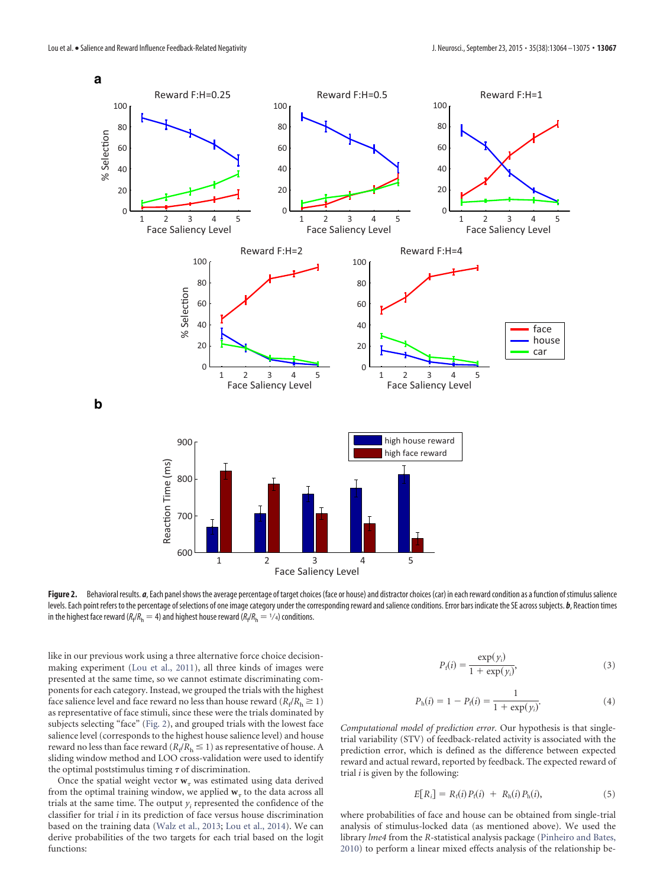**Figure 2.** Behavioral results. ***a***, Each panel shows the average percentage of target choices (face or house) and distractor choices (car) in each reward condition as a function of stimulus salience levels. Each point refers to the percentage of selections of one image category under the corresponding reward and salience conditions. Error bars indicate the SE across subjects. ***b***, Reaction times in the highest face reward ($R_f/R_h = 4$) and highest house reward ($R_f/R_h = 1/4$) conditions.

like in our previous work using a three alternative force choice decision-making experiment (Lou et al., 2011), all three kinds of images were presented at the same time, so we cannot estimate discriminating components for each category. Instead, we grouped the trials with the highest face salience level and face reward no less than house reward ($R_f/R_h \geq 1$) as representative of face stimuli, since these were the trials dominated by subjects selecting "face" (Fig. 2), and grouped trials with the lowest face salience level (corresponds to the highest house salience level) and house reward no less than face reward ($R_f/R_h \leq 1$) as representative of house. A sliding window method and LOO cross-validation were used to identify the optimal poststimulus timing $\tau$ of discrimination.

Once the spatial weight vector $\mathbf{w}_\tau$ was estimated using data derived from the optimal training window, we applied $\mathbf{w}_\tau$ to the data across all trials at the same time. The output $y_i$ represented the confidence of the classifier for trial $i$ in its prediction of face versus house discrimination based on the training data (Walz et al., 2013; Lou et al., 2014). We can derive probabilities of the two targets for each trial based on the logit functions:

$$P_f(i) = \frac{\exp(y_i)}{1 + \exp(y_i)}, \tag{3}$$

$$P_h(i) = 1 - P_f(i) = \frac{1}{1 + \exp(y_i)}. \tag{4}$$

*Computational model of prediction error.* Our hypothesis is that single-trial variability (STV) of feedback-related activity is associated with the prediction error, which is defined as the difference between expected reward and actual reward, reported by feedback. The expected reward of trial $i$ is given by the following:

$$E[R_i] = R_f(i)\,P_f(i) \;+\; R_h(i)\,P_h(i), \tag{5}$$

where probabilities of face and house can be obtained from single-trial analysis of stimulus-locked data (as mentioned above). We used the library *lme4* from the *R*-statistical analysis package (Pinheiro and Bates, 2010) to perform a linear mixed effects analysis of the relationship be-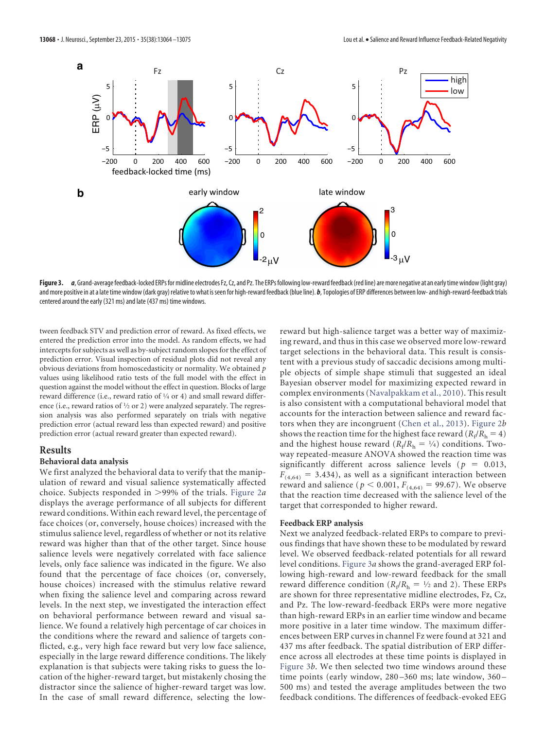a

Fz

Cz

Pz

high

low

ERP (μV)

5

0

−5

−200 0 200 400 600

feedback-locked time (ms)

b

early window

late window

2

0

-2 μV

3

0

-3 μV

**Figure 3.** ***a***, Grand-average feedback-locked ERPs for midline electrodes Fz, Cz, and Pz. The ERPs following low-reward feedback (red line) are more negative at an early time window (light gray) and more positive in at a late time window (dark gray) relative to what is seen for high-reward feedback (blue line). ***b***, Topologies of ERP differences between low- and high-reward-feedback trials centered around the early (321 ms) and late (437 ms) time windows.

tween feedback STV and prediction error of reward. As fixed effects, we entered the prediction error into the model. As random effects, we had intercepts for subjects as well as by-subject random slopes for the effect of prediction error. Visual inspection of residual plots did not reveal any obvious deviations from homoscedasticity or normality. We obtained *p* values using likelihood ratio tests of the full model with the effect in question against the model without the effect in question. Blocks of large reward difference (i.e., reward ratio of ¼ or 4) and small reward difference (i.e., reward ratios of ½ or 2) were analyzed separately. The regression analysis was also performed separately on trials with negative prediction error (actual reward less than expected reward) and positive prediction error (actual reward greater than expected reward).

## Results

### Behavioral data analysis

We first analyzed the behavioral data to verify that the manipulation of reward and visual salience systematically affected choice. Subjects responded in >99% of the trials. Figure 2*a* displays the average performance of all subjects for different reward conditions. Within each reward level, the percentage of face choices (or, conversely, house choices) increased with the stimulus salience level, regardless of whether or not its relative reward was higher than that of the other target. Since house salience levels were negatively correlated with face salience levels, only face salience was indicated in the figure. We also found that the percentage of face choices (or, conversely, house choices) increased with the stimulus relative reward when fixing the salience level and comparing across reward levels. In the next step, we investigated the interaction effect on behavioral performance between reward and visual salience. We found a relatively high percentage of car choices in the conditions where the reward and salience of targets conflicted, e.g., very high face reward but very low face salience, especially in the large reward difference conditions. The likely explanation is that subjects were taking risks to guess the location of the higher-reward target, but mistakenly chosing the distractor since the salience of higher-reward target was low. In the case of small reward difference, selecting the low-reward but high-salience target was a better way of maximizing reward, and thus in this case we observed more low-reward target selections in the behavioral data. This result is consistent with a previous study of saccadic decisions among multiple objects of simple shape stimuli that suggested an ideal Bayesian observer model for maximizing expected reward in complex environments (Navalpakkam et al., 2010). This result is also consistent with a computational behavioral model that accounts for the interaction between salience and reward factors when they are incongruent (Chen et al., 2013). Figure 2*b* shows the reaction time for the highest face reward ($R_f/R_h = 4$) and the highest house reward ($R_f/R_h = ¼$) conditions. Two-way repeated-measure ANOVA showed the reaction time was significantly different across salience levels ($p = 0.013$, $F_{(4,64)} = 3.434$), as well as a significant interaction between reward and salience ($p < 0.001$, $F_{(4,64)} = 99.67$). We observe that the reaction time decreased with the salience level of the target that corresponded to higher reward.

### Feedback ERP analysis

Next we analyzed feedback-related ERPs to compare to previous findings that have shown these to be modulated by reward level. We observed feedback-related potentials for all reward level conditions. Figure 3*a* shows the grand-averaged ERP following high-reward and low-reward feedback for the small reward difference condition ($R_f/R_h = ½$ and 2). These ERPs are shown for three representative midline electrodes, Fz, Cz, and Pz. The low-reward-feedback ERPs were more negative than high-reward ERPs in an earlier time window and became more positive in a later time window. The maximum differences between ERP curves in channel Fz were found at 321 and 437 ms after feedback. The spatial distribution of ERP difference across all electrodes at these time points is displayed in Figure 3*b*. We then selected two time windows around these time points (early window, 280–360 ms; late window, 360–500 ms) and tested the average amplitudes between the two feedback conditions. The differences of feedback-evoked EEG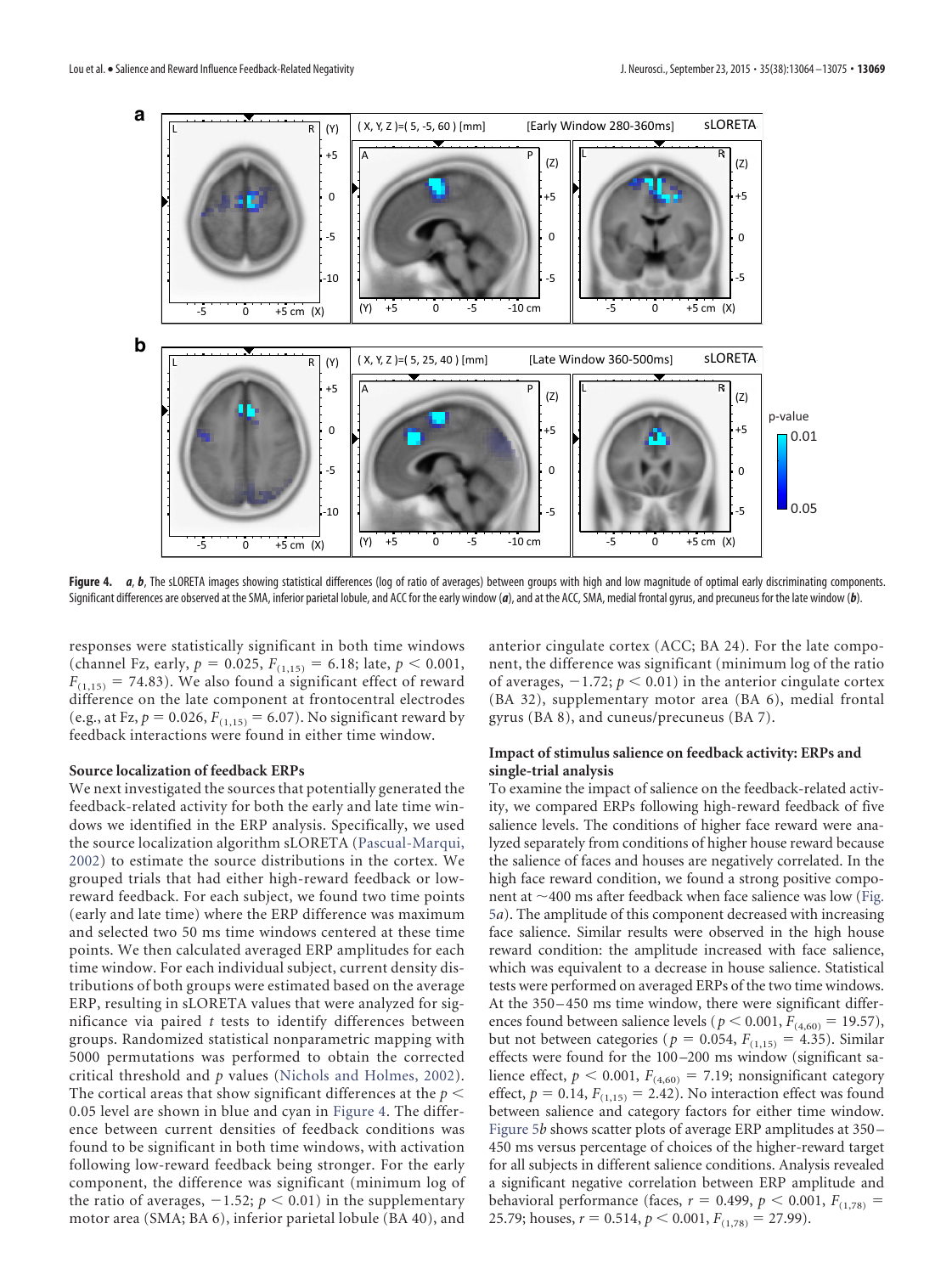**Figure 4.** ***a***, ***b***, The sLORETA images showing statistical differences (log of ratio of averages) between groups with high and low magnitude of optimal early discriminating components. Significant differences are observed at the SMA, inferior parietal lobule, and ACC for the early window (***a***), and at the ACC, SMA, medial frontal gyrus, and precuneus for the late window (***b***).

responses were statistically significant in both time windows (channel Fz, early, $p = 0.025$, $F_{(1,15)} = 6.18$; late, $p < 0.001$, $F_{(1,15)} = 74.83$). We also found a significant effect of reward difference on the late component at frontocentral electrodes (e.g., at Fz, $p = 0.026$, $F_{(1,15)} = 6.07$). No significant reward by feedback interactions were found in either time window.

### Source localization of feedback ERPs

We next investigated the sources that potentially generated the feedback-related activity for both the early and late time windows we identified in the ERP analysis. Specifically, we used the source localization algorithm sLORETA (Pascual-Marqui, 2002) to estimate the source distributions in the cortex. We grouped trials that had either high-reward feedback or low-reward feedback. For each subject, we found two time points (early and late time) where the ERP difference was maximum and selected two 50 ms time windows centered at these time points. We then calculated averaged ERP amplitudes for each time window. For each individual subject, current density distributions of both groups were estimated based on the average ERP, resulting in sLORETA values that were analyzed for significance via paired *t* tests to identify differences between groups. Randomized statistical nonparametric mapping with 5000 permutations was performed to obtain the corrected critical threshold and *p* values (Nichols and Holmes, 2002). The cortical areas that show significant differences at the $p < 0.05$ level are shown in blue and cyan in Figure 4. The difference between current densities of feedback conditions was found to be significant in both time windows, with activation following low-reward feedback being stronger. For the early component, the difference was significant (minimum log of the ratio of averages, $-1.52$; $p < 0.01$) in the supplementary motor area (SMA; BA 6), inferior parietal lobule (BA 40), and anterior cingulate cortex (ACC; BA 24). For the late component, the difference was significant (minimum log of the ratio of averages, $-1.72$; $p < 0.01$) in the anterior cingulate cortex (BA 32), supplementary motor area (BA 6), medial frontal gyrus (BA 8), and cuneus/precuneus (BA 7).

### Impact of stimulus salience on feedback activity: ERPs and single-trial analysis

To examine the impact of salience on the feedback-related activity, we compared ERPs following high-reward feedback of five salience levels. The conditions of higher face reward were analyzed separately from conditions of higher house reward because the salience of faces and houses are negatively correlated. In the high face reward condition, we found a strong positive component at ~400 ms after feedback when face salience was low (Fig. 5*a*). The amplitude of this component decreased with increasing face salience. Similar results were observed in the high house reward condition: the amplitude increased with face salience, which was equivalent to a decrease in house salience. Statistical tests were performed on averaged ERPs of the two time windows. At the 350–450 ms time window, there were significant differences found between salience levels ($p < 0.001$, $F_{(4,60)} = 19.57$), but not between categories ($p = 0.054$, $F_{(1,15)} = 4.35$). Similar effects were found for the 100–200 ms window (significant salience effect, $p < 0.001$, $F_{(4,60)} = 7.19$; nonsignificant category effect, $p = 0.14$, $F_{(1,15)} = 2.42$). No interaction effect was found between salience and category factors for either time window. Figure 5*b* shows scatter plots of average ERP amplitudes at 350–450 ms versus percentage of choices of the higher-reward target for all subjects in different salience conditions. Analysis revealed a significant negative correlation between ERP amplitude and behavioral performance (faces, $r = 0.499$, $p < 0.001$, $F_{(1,78)} = 25.79$; houses, $r = 0.514$, $p < 0.001$, $F_{(1,78)} = 27.99$).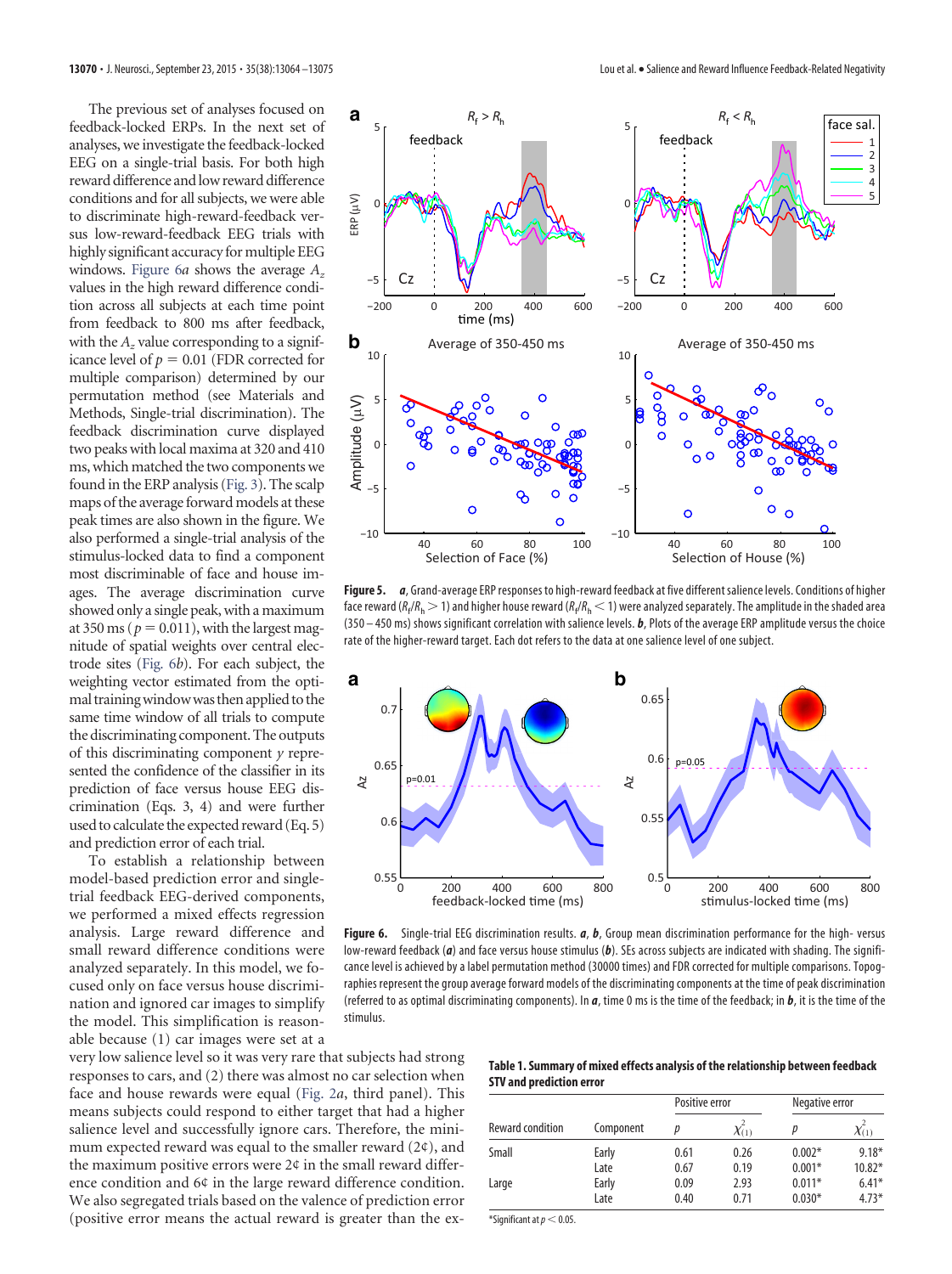The previous set of analyses focused on feedback-locked ERPs. In the next set of analyses, we investigate the feedback-locked EEG on a single-trial basis. For both high reward difference and low reward difference conditions and for all subjects, we were able to discriminate high-reward-feedback versus low-reward-feedback EEG trials with highly significant accuracy for multiple EEG windows. Figure 6*a* shows the average $A_z$ values in the high reward difference condition across all subjects at each time point from feedback to 800 ms after feedback, with the $A_z$ value corresponding to a significance level of $p = 0.01$ (FDR corrected for multiple comparison) determined by our permutation method (see Materials and Methods, Single-trial discrimination). The feedback discrimination curve displayed two peaks with local maxima at 320 and 410 ms, which matched the two components we found in the ERP analysis (Fig. 3). The scalp maps of the average forward models at these peak times are also shown in the figure. We also performed a single-trial analysis of the stimulus-locked data to find a component most discriminable of face and house images. The average discrimination curve showed only a single peak, with a maximum at 350 ms ($p = 0.011$), with the largest magnitude of spatial weights over central electrode sites (Fig. 6*b*). For each subject, the weighting vector estimated from the optimal training window was then applied to the same time window of all trials to compute the discriminating component. The outputs of this discriminating component $y$ represented the confidence of the classifier in its prediction of face versus house EEG discrimination (Eqs. 3, 4) and were further used to calculate the expected reward (Eq. 5) and prediction error of each trial.

To establish a relationship between model-based prediction error and single-trial feedback EEG-derived components, we performed a mixed effects regression analysis. Large reward difference and small reward difference conditions were analyzed separately. In this model, we focused only on face versus house discrimination and ignored car images to simplify the model. This simplification is reasonable because (1) car images were set at a very low salience level so it was very rare that subjects had strong responses to cars, and (2) there was almost no car selection when face and house rewards were equal (Fig. 2*a*, third panel). This means subjects could respond to either target that had a higher salience level and successfully ignore cars. Therefore, the minimum expected reward was equal to the smaller reward (2¢), and the maximum positive errors were 2¢ in the small reward difference condition and 6¢ in the large reward difference condition. We also segregated trials based on the valence of prediction error (positive error means the actual reward is greater than the ex-

**Figure 5.** ***a***, Grand-average ERP responses to high-reward feedback at five different salience levels. Conditions of higher face reward ($R_f/R_h > 1$) and higher house reward ($R_f/R_h < 1$) were analyzed separately. The amplitude in the shaded area (350 – 450 ms) shows significant correlation with salience levels. ***b***, Plots of the average ERP amplitude versus the choice rate of the higher-reward target. Each dot refers to the data at one salience level of one subject.

**Figure 6.** Single-trial EEG discrimination results. ***a***, ***b***, Group mean discrimination performance for the high- versus low-reward feedback (***a***) and face versus house stimulus (***b***). SEs across subjects are indicated with shading. The significance level is achieved by a label permutation method (30000 times) and FDR corrected for multiple comparisons. Topographies represent the group average forward models of the discriminating components at the time of peak discrimination (referred to as optimal discriminating components). In ***a***, time 0 ms is the time of the feedback; in ***b***, it is the time of the stimulus.

**Table 1. Summary of mixed effects analysis of the relationship between feedback STV and prediction error**

| | | Positive error | | Negative error | |
|---|---|---|---|---|---|
| Reward condition | Component | $p$ | $\chi^2_{(1)}$ | $p$ | $\chi^2_{(1)}$ |
| Small | Early | 0.61 | 0.26 | 0.002* | 9.18* |
| | Late | 0.67 | 0.19 | 0.001* | 10.82* |
| Large | Early | 0.09 | 2.93 | 0.011* | 6.41* |
| | Late | 0.40 | 0.71 | 0.030* | 4.73* |

*Significant at $p < 0.05$.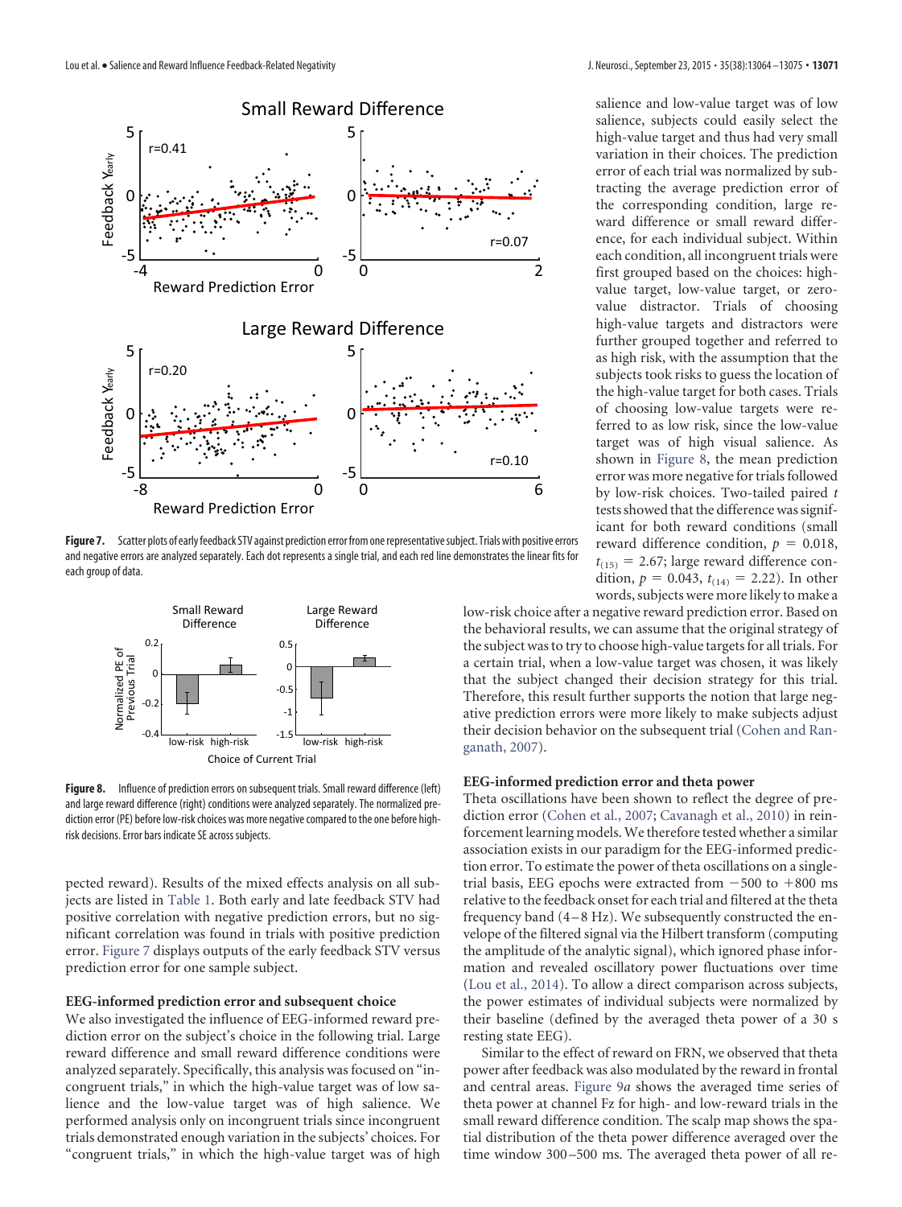Figure 7. Scatter plots of early feedback STV against prediction error from one representative subject. Trials with positive errors and negative errors are analyzed separately. Each dot represents a single trial, and each red line demonstrates the linear fits for each group of data.

Figure 8. Influence of prediction errors on subsequent trials. Small reward difference (left) and large reward difference (right) conditions were analyzed separately. The normalized prediction error (PE) before low-risk choices was more negative compared to the one before high-risk decisions. Error bars indicate SE across subjects.

pected reward). Results of the mixed effects analysis on all subjects are listed in Table 1. Both early and late feedback STV had positive correlation with negative prediction errors, but no significant correlation was found in trials with positive prediction error. Figure 7 displays outputs of the early feedback STV versus prediction error for one sample subject.

### EEG-informed prediction error and subsequent choice

We also investigated the influence of EEG-informed reward prediction error on the subject's choice in the following trial. Large reward difference and small reward difference conditions were analyzed separately. Specifically, this analysis was focused on "incongruent trials," in which the high-value target was of low salience and the low-value target was of high salience. We performed analysis only on incongruent trials since incongruent trials demonstrated enough variation in the subjects' choices. For "congruent trials," in which the high-value target was of high salience and low-value target was of low salience, subjects could easily select the high-value target and thus had very small variation in their choices. The prediction error of each trial was normalized by subtracting the average prediction error of the corresponding condition, large reward difference or small reward difference, for each individual subject. Within each condition, all incongruent trials were first grouped based on the choices: high-value target, low-value target, or zero-value distractor. Trials of choosing high-value targets and distractors were further grouped together and referred to as high risk, with the assumption that the subjects took risks to guess the location of the high-value target for both cases. Trials of choosing low-value targets were referred to as low risk, since the low-value target was of high visual salience. As shown in Figure 8, the mean prediction error was more negative for trials followed by low-risk choices. Two-tailed paired *t* tests showed that the difference was significant for both reward conditions (small reward difference condition, $p = 0.018$, $t_{(15)} = 2.67$; large reward difference condition, $p = 0.043$, $t_{(14)} = 2.22$). In other words, subjects were more likely to make a low-risk choice after a negative reward prediction error. Based on the behavioral results, we can assume that the original strategy of the subject was to try to choose high-value targets for all trials. For a certain trial, when a low-value target was chosen, it was likely that the subject changed their decision strategy for this trial. Therefore, this result further supports the notion that large negative prediction errors were more likely to make subjects adjust their decision behavior on the subsequent trial (Cohen and Ranganath, 2007).

### EEG-informed prediction error and theta power

Theta oscillations have been shown to reflect the degree of prediction error (Cohen et al., 2007; Cavanagh et al., 2010) in reinforcement learning models. We therefore tested whether a similar association exists in our paradigm for the EEG-informed prediction error. To estimate the power of theta oscillations on a single-trial basis, EEG epochs were extracted from −500 to +800 ms relative to the feedback onset for each trial and filtered at the theta frequency band (4–8 Hz). We subsequently constructed the envelope of the filtered signal via the Hilbert transform (computing the amplitude of the analytic signal), which ignored phase information and revealed oscillatory power fluctuations over time (Lou et al., 2014). To allow a direct comparison across subjects, the power estimates of individual subjects were normalized by their baseline (defined by the averaged theta power of a 30 s resting state EEG).

Similar to the effect of reward on FRN, we observed that theta power after feedback was also modulated by the reward in frontal and central areas. Figure 9*a* shows the averaged time series of theta power at channel Fz for high- and low-reward trials in the small reward difference condition. The scalp map shows the spatial distribution of the theta power difference averaged over the time window 300–500 ms. The averaged theta power of all re-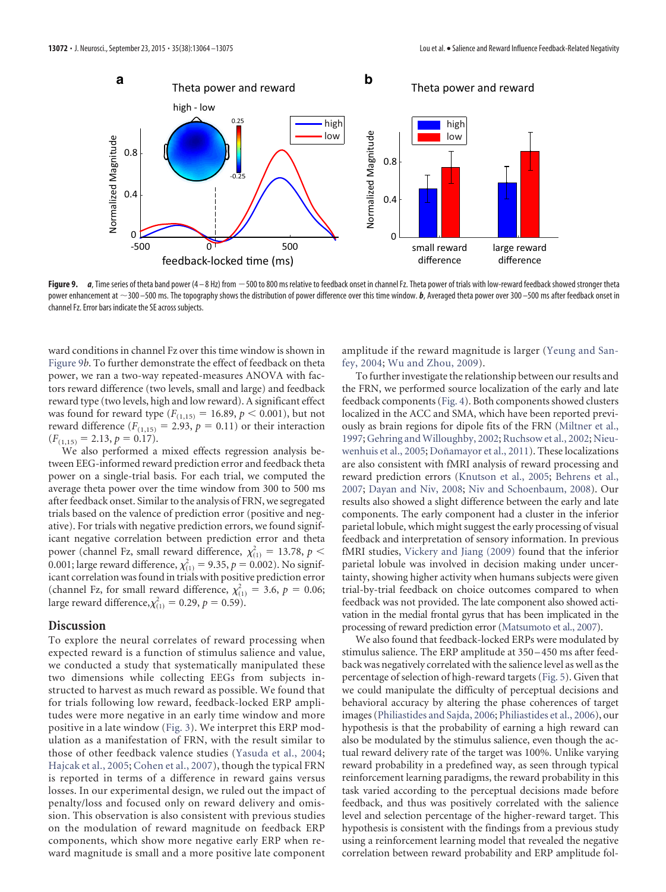**Figure 9.** ***a***, Time series of theta band power (4–8 Hz) from −500 to 800 ms relative to feedback onset in channel Fz. Theta power of trials with low-reward feedback showed stronger theta power enhancement at ∼300–500 ms. The topography shows the distribution of power difference over this time window. ***b***, Averaged theta power over 300–500 ms after feedback onset in channel Fz. Error bars indicate the SE across subjects.

ward conditions in channel Fz over this time window is shown in Figure 9*b*. To further demonstrate the effect of feedback on theta power, we ran a two-way repeated-measures ANOVA with factors reward difference (two levels, small and large) and feedback reward type (two levels, high and low reward). A significant effect was found for reward type ($F_{(1,15)} = 16.89$, $p < 0.001$), but not reward difference ($F_{(1,15)} = 2.93$, $p = 0.11$) or their interaction ($F_{(1,15)} = 2.13$, $p = 0.17$).

We also performed a mixed effects regression analysis between EEG-informed reward prediction error and feedback theta power on a single-trial basis. For each trial, we computed the average theta power over the time window from 300 to 500 ms after feedback onset. Similar to the analysis of FRN, we segregated trials based on the valence of prediction error (positive and negative). For trials with negative prediction errors, we found significant negative correlation between prediction error and theta power (channel Fz, small reward difference, $\chi^2_{(1)} = 13.78$, $p < 0.001$; large reward difference, $\chi^2_{(1)} = 9.35$, $p = 0.002$). No significant correlation was found in trials with positive prediction error (channel Fz, for small reward difference, $\chi^2_{(1)} = 3.6$, $p = 0.06$; large reward difference, $\chi^2_{(1)} = 0.29$, $p = 0.59$).

## Discussion

To explore the neural correlates of reward processing when expected reward is a function of stimulus salience and value, we conducted a study that systematically manipulated these two dimensions while collecting EEGs from subjects instructed to harvest as much reward as possible. We found that for trials following low reward, feedback-locked ERP amplitudes were more negative in an early time window and more positive in a late window (Fig. 3). We interpret this ERP modulation as a manifestation of FRN, with the result similar to those of other feedback valence studies (Yasuda et al., 2004; Hajcak et al., 2005; Cohen et al., 2007), though the typical FRN is reported in terms of a difference in reward gains versus losses. In our experimental design, we ruled out the impact of penalty/loss and focused only on reward delivery and omission. This observation is also consistent with previous studies on the modulation of reward magnitude on feedback ERP components, which show more negative early ERP when reward magnitude is small and a more positive late component amplitude if the reward magnitude is larger (Yeung and Sanfey, 2004; Wu and Zhou, 2009).

To further investigate the relationship between our results and the FRN, we performed source localization of the early and late feedback components (Fig. 4). Both components showed clusters localized in the ACC and SMA, which have been reported previously as brain regions for dipole fits of the FRN (Miltner et al., 1997; Gehring and Willoughby, 2002; Ruchsow et al., 2002; Nieuwenhuis et al., 2005; Doñamayor et al., 2011). These localizations are also consistent with fMRI analysis of reward processing and reward prediction errors (Knutson et al., 2005; Behrens et al., 2007; Dayan and Niv, 2008; Niv and Schoenbaum, 2008). Our results also showed a slight difference between the early and late components. The early component had a cluster in the inferior parietal lobule, which might suggest the early processing of visual feedback and interpretation of sensory information. In previous fMRI studies, Vickery and Jiang (2009) found that the inferior parietal lobule was involved in decision making under uncertainty, showing higher activity when humans subjects were given trial-by-trial feedback on choice outcomes compared to when feedback was not provided. The late component also showed activation in the medial frontal gyrus that has been implicated in the processing of reward prediction error (Matsumoto et al., 2007).

We also found that feedback-locked ERPs were modulated by stimulus salience. The ERP amplitude at 350–450 ms after feedback was negatively correlated with the salience level as well as the percentage of selection of high-reward targets (Fig. 5). Given that we could manipulate the difficulty of perceptual decisions and behavioral accuracy by altering the phase coherences of target images (Philiastides and Sajda, 2006; Philiastides et al., 2006), our hypothesis is that the probability of earning a high reward can also be modulated by the stimulus salience, even though the actual reward delivery rate of the target was 100%. Unlike varying reward probability in a predefined way, as seen through typical reinforcement learning paradigms, the reward probability in this task varied according to the perceptual decisions made before feedback, and thus was positively correlated with the salience level and selection percentage of the higher-reward target. This hypothesis is consistent with the findings from a previous study using a reinforcement learning model that revealed the negative correlation between reward probability and ERP amplitude fol-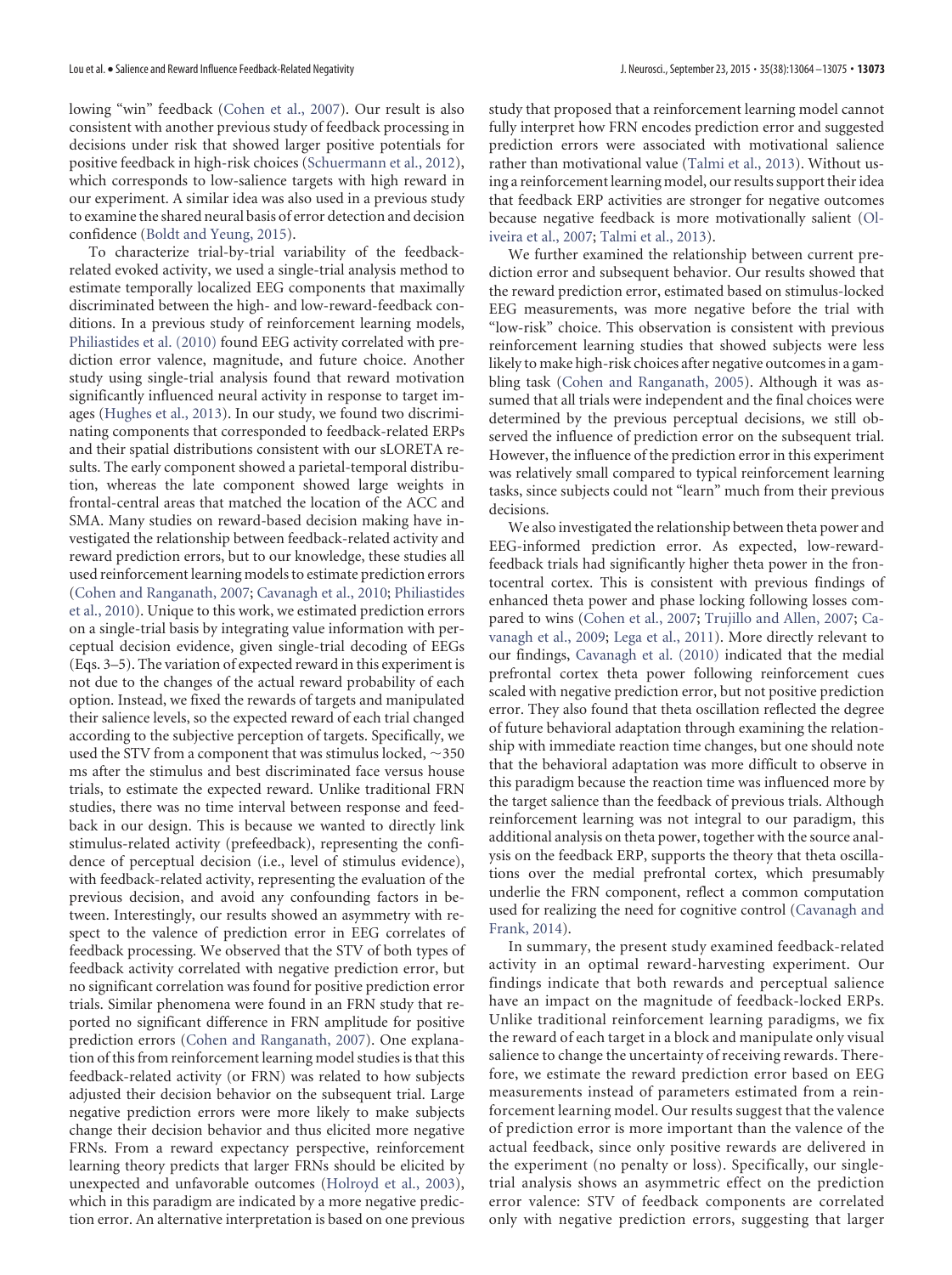lowing "win" feedback (Cohen et al., 2007). Our result is also consistent with another previous study of feedback processing in decisions under risk that showed larger positive potentials for positive feedback in high-risk choices (Schuermann et al., 2012), which corresponds to low-salience targets with high reward in our experiment. A similar idea was also used in a previous study to examine the shared neural basis of error detection and decision confidence (Boldt and Yeung, 2015).

To characterize trial-by-trial variability of the feedback-related evoked activity, we used a single-trial analysis method to estimate temporally localized EEG components that maximally discriminated between the high- and low-reward-feedback conditions. In a previous study of reinforcement learning models, Philiastides et al. (2010) found EEG activity correlated with prediction error valence, magnitude, and future choice. Another study using single-trial analysis found that reward motivation significantly influenced neural activity in response to target images (Hughes et al., 2013). In our study, we found two discriminating components that corresponded to feedback-related ERPs and their spatial distributions consistent with our sLORETA results. The early component showed a parietal-temporal distribution, whereas the late component showed large weights in frontal-central areas that matched the location of the ACC and SMA. Many studies on reward-based decision making have investigated the relationship between feedback-related activity and reward prediction errors, but to our knowledge, these studies all used reinforcement learning models to estimate prediction errors (Cohen and Ranganath, 2007; Cavanagh et al., 2010; Philiastides et al., 2010). Unique to this work, we estimated prediction errors on a single-trial basis by integrating value information with perceptual decision evidence, given single-trial decoding of EEGs (Eqs. 3–5). The variation of expected reward in this experiment is not due to the changes of the actual reward probability of each option. Instead, we fixed the rewards of targets and manipulated their salience levels, so the expected reward of each trial changed according to the subjective perception of targets. Specifically, we used the STV from a component that was stimulus locked, ~350 ms after the stimulus and best discriminated face versus house trials, to estimate the expected reward. Unlike traditional FRN studies, there was no time interval between response and feedback in our design. This is because we wanted to directly link stimulus-related activity (prefeedback), representing the confidence of perceptual decision (i.e., level of stimulus evidence), with feedback-related activity, representing the evaluation of the previous decision, and avoid any confounding factors in between. Interestingly, our results showed an asymmetry with respect to the valence of prediction error in EEG correlates of feedback processing. We observed that the STV of both types of feedback activity correlated with negative prediction error, but no significant correlation was found for positive prediction error trials. Similar phenomena were found in an FRN study that reported no significant difference in FRN amplitude for positive prediction errors (Cohen and Ranganath, 2007). One explanation of this from reinforcement learning model studies is that this feedback-related activity (or FRN) was related to how subjects adjusted their decision behavior on the subsequent trial. Large negative prediction errors were more likely to make subjects change their decision behavior and thus elicited more negative FRNs. From a reward expectancy perspective, reinforcement learning theory predicts that larger FRNs should be elicited by unexpected and unfavorable outcomes (Holroyd et al., 2003), which in this paradigm are indicated by a more negative prediction error. An alternative interpretation is based on one previous study that proposed that a reinforcement learning model cannot fully interpret how FRN encodes prediction error and suggested prediction errors were associated with motivational salience rather than motivational value (Talmi et al., 2013). Without using a reinforcement learning model, our results support their idea that feedback ERP activities are stronger for negative outcomes because negative feedback is more motivationally salient (Oliveira et al., 2007; Talmi et al., 2013).

We further examined the relationship between current prediction error and subsequent behavior. Our results showed that the reward prediction error, estimated based on stimulus-locked EEG measurements, was more negative before the trial with "low-risk" choice. This observation is consistent with previous reinforcement learning studies that showed subjects were less likely to make high-risk choices after negative outcomes in a gambling task (Cohen and Ranganath, 2005). Although it was assumed that all trials were independent and the final choices were determined by the previous perceptual decisions, we still observed the influence of prediction error on the subsequent trial. However, the influence of the prediction error in this experiment was relatively small compared to typical reinforcement learning tasks, since subjects could not "learn" much from their previous decisions.

We also investigated the relationship between theta power and EEG-informed prediction error. As expected, low-reward-feedback trials had significantly higher theta power in the frontocentral cortex. This is consistent with previous findings of enhanced theta power and phase locking following losses compared to wins (Cohen et al., 2007; Trujillo and Allen, 2007; Cavanagh et al., 2009; Lega et al., 2011). More directly relevant to our findings, Cavanagh et al. (2010) indicated that the medial prefrontal cortex theta power following reinforcement cues scaled with negative prediction error, but not positive prediction error. They also found that theta oscillation reflected the degree of future behavioral adaptation through examining the relationship with immediate reaction time changes, but one should note that the behavioral adaptation was more difficult to observe in this paradigm because the reaction time was influenced more by the target salience than the feedback of previous trials. Although reinforcement learning was not integral to our paradigm, this additional analysis on theta power, together with the source analysis on the feedback ERP, supports the theory that theta oscillations over the medial prefrontal cortex, which presumably underlie the FRN component, reflect a common computation used for realizing the need for cognitive control (Cavanagh and Frank, 2014).

In summary, the present study examined feedback-related activity in an optimal reward-harvesting experiment. Our findings indicate that both rewards and perceptual salience have an impact on the magnitude of feedback-locked ERPs. Unlike traditional reinforcement learning paradigms, we fix the reward of each target in a block and manipulate only visual salience to change the uncertainty of receiving rewards. Therefore, we estimate the reward prediction error based on EEG measurements instead of parameters estimated from a reinforcement learning model. Our results suggest that the valence of prediction error is more important than the valence of the actual feedback, since only positive rewards are delivered in the experiment (no penalty or loss). Specifically, our single-trial analysis shows an asymmetric effect on the prediction error valence: STV of feedback components are correlated only with negative prediction errors, suggesting that larger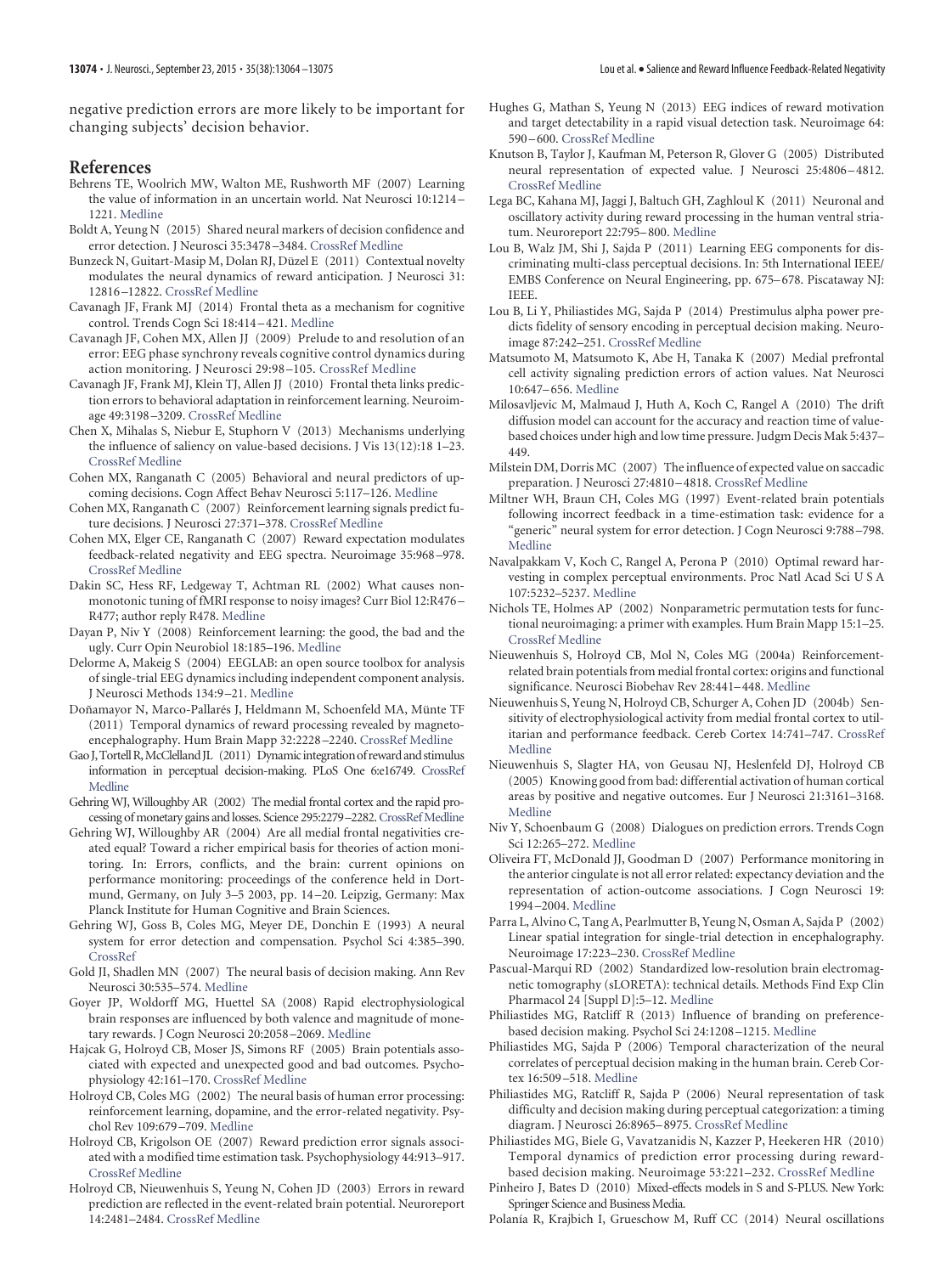negative prediction errors are more likely to be important for changing subjects' decision behavior.

## References

Behrens TE, Woolrich MW, Walton ME, Rushworth MF (2007) Learning the value of information in an uncertain world. Nat Neurosci 10:1214–1221. Medline

Boldt A, Yeung N (2015) Shared neural markers of decision confidence and error detection. J Neurosci 35:3478–3484. CrossRef Medline

Bunzeck N, Guitart-Masip M, Dolan RJ, Düzel E (2011) Contextual novelty modulates the neural dynamics of reward anticipation. J Neurosci 31: 12816–12822. CrossRef Medline

Cavanagh JF, Frank MJ (2014) Frontal theta as a mechanism for cognitive control. Trends Cogn Sci 18:414–421. Medline

Cavanagh JF, Cohen MX, Allen JJ (2009) Prelude to and resolution of an error: EEG phase synchrony reveals cognitive control dynamics during action monitoring. J Neurosci 29:98–105. CrossRef Medline

Cavanagh JF, Frank MJ, Klein TJ, Allen JJ (2010) Frontal theta links prediction errors to behavioral adaptation in reinforcement learning. Neuroimage 49:3198–3209. CrossRef Medline

Chen X, Mihalas S, Niebur E, Stuphorn V (2013) Mechanisms underlying the influence of saliency on value-based decisions. J Vis 13(12):18 1–23. CrossRef Medline

Cohen MX, Ranganath C (2005) Behavioral and neural predictors of upcoming decisions. Cogn Affect Behav Neurosci 5:117–126. Medline

Cohen MX, Ranganath C (2007) Reinforcement learning signals predict future decisions. J Neurosci 27:371–378. CrossRef Medline

Cohen MX, Elger CE, Ranganath C (2007) Reward expectation modulates feedback-related negativity and EEG spectra. Neuroimage 35:968–978. CrossRef Medline

Dakin SC, Hess RF, Ledgeway T, Achtman RL (2002) What causes nonmonotonic tuning of fMRI response to noisy images? Curr Biol 12:R476–R477; author reply R478. Medline

Dayan P, Niv Y (2008) Reinforcement learning: the good, the bad and the ugly. Curr Opin Neurobiol 18:185–196. Medline

Delorme A, Makeig S (2004) EEGLAB: an open source toolbox for analysis of single-trial EEG dynamics including independent component analysis. J Neurosci Methods 134:9–21. Medline

Doñamayor N, Marco-Pallarés J, Heldmann M, Schoenfeld MA, Münte TF (2011) Temporal dynamics of reward processing revealed by magnetoencephalography. Hum Brain Mapp 32:2228–2240. CrossRef Medline

Gao J, Tortell R, McClelland JL (2011) Dynamic integration of reward and stimulus information in perceptual decision-making. PLoS One 6:e16749. CrossRef Medline

Gehring WJ, Willoughby AR (2002) The medial frontal cortex and the rapid processing of monetary gains and losses. Science 295:2279–2282. CrossRef Medline

Gehring WJ, Willoughby AR (2004) Are all medial frontal negativities created equal? Toward a richer empirical basis for theories of action monitoring. In: Errors, conflicts, and the brain: current opinions on performance monitoring: proceedings of the conference held in Dortmund, Germany, on July 3–5 2003, pp. 14–20. Leipzig, Germany: Max Planck Institute for Human Cognitive and Brain Sciences.

Gehring WJ, Goss B, Coles MG, Meyer DE, Donchin E (1993) A neural system for error detection and compensation. Psychol Sci 4:385–390. CrossRef

Gold JI, Shadlen MN (2007) The neural basis of decision making. Ann Rev Neurosci 30:535–574. Medline

Goyer JP, Woldorff MG, Huettel SA (2008) Rapid electrophysiological brain responses are influenced by both valence and magnitude of monetary rewards. J Cogn Neurosci 20:2058–2069. Medline

Hajcak G, Holroyd CB, Moser JS, Simons RF (2005) Brain potentials associated with expected and unexpected good and bad outcomes. Psychophysiology 42:161–170. CrossRef Medline

Holroyd CB, Coles MG (2002) The neural basis of human error processing: reinforcement learning, dopamine, and the error-related negativity. Psychol Rev 109:679–709. Medline

Holroyd CB, Krigolson OE (2007) Reward prediction error signals associated with a modified time estimation task. Psychophysiology 44:913–917. CrossRef Medline

Holroyd CB, Nieuwenhuis S, Yeung N, Cohen JD (2003) Errors in reward prediction are reflected in the event-related brain potential. Neuroreport 14:2481–2484. CrossRef Medline

Hughes G, Mathan S, Yeung N (2013) EEG indices of reward motivation and target detectability in a rapid visual detection task. Neuroimage 64: 590–600. CrossRef Medline

Knutson B, Taylor J, Kaufman M, Peterson R, Glover G (2005) Distributed neural representation of expected value. J Neurosci 25:4806–4812. CrossRef Medline

Lega BC, Kahana MJ, Jaggi J, Baltuch GH, Zaghloul K (2011) Neuronal and oscillatory activity during reward processing in the human ventral striatum. Neuroreport 22:795–800. Medline

Lou B, Walz JM, Shi J, Sajda P (2011) Learning EEG components for discriminating multi-class perceptual decisions. In: 5th International IEEE/EMBS Conference on Neural Engineering, pp. 675–678. Piscataway NJ: IEEE.

Lou B, Li Y, Philiastides MG, Sajda P (2014) Prestimulus alpha power predicts fidelity of sensory encoding in perceptual decision making. Neuroimage 87:242–251. CrossRef Medline

Matsumoto M, Matsumoto K, Abe H, Tanaka K (2007) Medial prefrontal cell activity signaling prediction errors of action values. Nat Neurosci 10:647–656. Medline

Milosavljevic M, Malmaud J, Huth A, Koch C, Rangel A (2010) The drift diffusion model can account for the accuracy and reaction time of value-based choices under high and low time pressure. Judgm Decis Mak 5:437–449.

Milstein DM, Dorris MC (2007) The influence of expected value on saccadic preparation. J Neurosci 27:4810–4818. CrossRef Medline

Miltner WH, Braun CH, Coles MG (1997) Event-related brain potentials following incorrect feedback in a time-estimation task: evidence for a "generic" neural system for error detection. J Cogn Neurosci 9:788–798. Medline

Navalpakkam V, Koch C, Rangel A, Perona P (2010) Optimal reward harvesting in complex perceptual environments. Proc Natl Acad Sci U S A 107:5232–5237. Medline

Nichols TE, Holmes AP (2002) Nonparametric permutation tests for functional neuroimaging: a primer with examples. Hum Brain Mapp 15:1–25. CrossRef Medline

Nieuwenhuis S, Holroyd CB, Mol N, Coles MG (2004a) Reinforcement-related brain potentials from medial frontal cortex: origins and functional significance. Neurosci Biobehav Rev 28:441–448. Medline

Nieuwenhuis S, Yeung N, Holroyd CB, Schurger A, Cohen JD (2004b) Sensitivity of electrophysiological activity from medial frontal cortex to utilitarian and performance feedback. Cereb Cortex 14:741–747. CrossRef Medline

Nieuwenhuis S, Slagter HA, von Geusau NJ, Heslenfeld DJ, Holroyd CB (2005) Knowing good from bad: differential activation of human cortical areas by positive and negative outcomes. Eur J Neurosci 21:3161–3168. Medline

Niv Y, Schoenbaum G (2008) Dialogues on prediction errors. Trends Cogn Sci 12:265–272. Medline

Oliveira FT, McDonald JJ, Goodman D (2007) Performance monitoring in the anterior cingulate is not all error related: expectancy deviation and the representation of action-outcome associations. J Cogn Neurosci 19: 1994–2004. Medline

Parra L, Alvino C, Tang A, Pearlmutter B, Yeung N, Osman A, Sajda P (2002) Linear spatial integration for single-trial detection in encephalography. Neuroimage 17:223–230. CrossRef Medline

Pascual-Marqui RD (2002) Standardized low-resolution brain electromagnetic tomography (sLORETA): technical details. Methods Find Exp Clin Pharmacol 24 [Suppl D]:5–12. Medline

Philiastides MG, Ratcliff R (2013) Influence of branding on preference-based decision making. Psychol Sci 24:1208–1215. Medline

Philiastides MG, Sajda P (2006) Temporal characterization of the neural correlates of perceptual decision making in the human brain. Cereb Cortex 16:509–518. Medline

Philiastides MG, Ratcliff R, Sajda P (2006) Neural representation of task difficulty and decision making during perceptual categorization: a timing diagram. J Neurosci 26:8965–8975. CrossRef Medline

Philiastides MG, Biele G, Vavatzanidis N, Kazzer P, Heekeren HR (2010) Temporal dynamics of prediction error processing during reward-based decision making. Neuroimage 53:221–232. CrossRef Medline

Pinheiro J, Bates D (2010) Mixed-effects models in S and S-PLUS. New York: Springer Science and Business Media.

Polanía R, Krajbich I, Grueschow M, Ruff CC (2014) Neural oscillations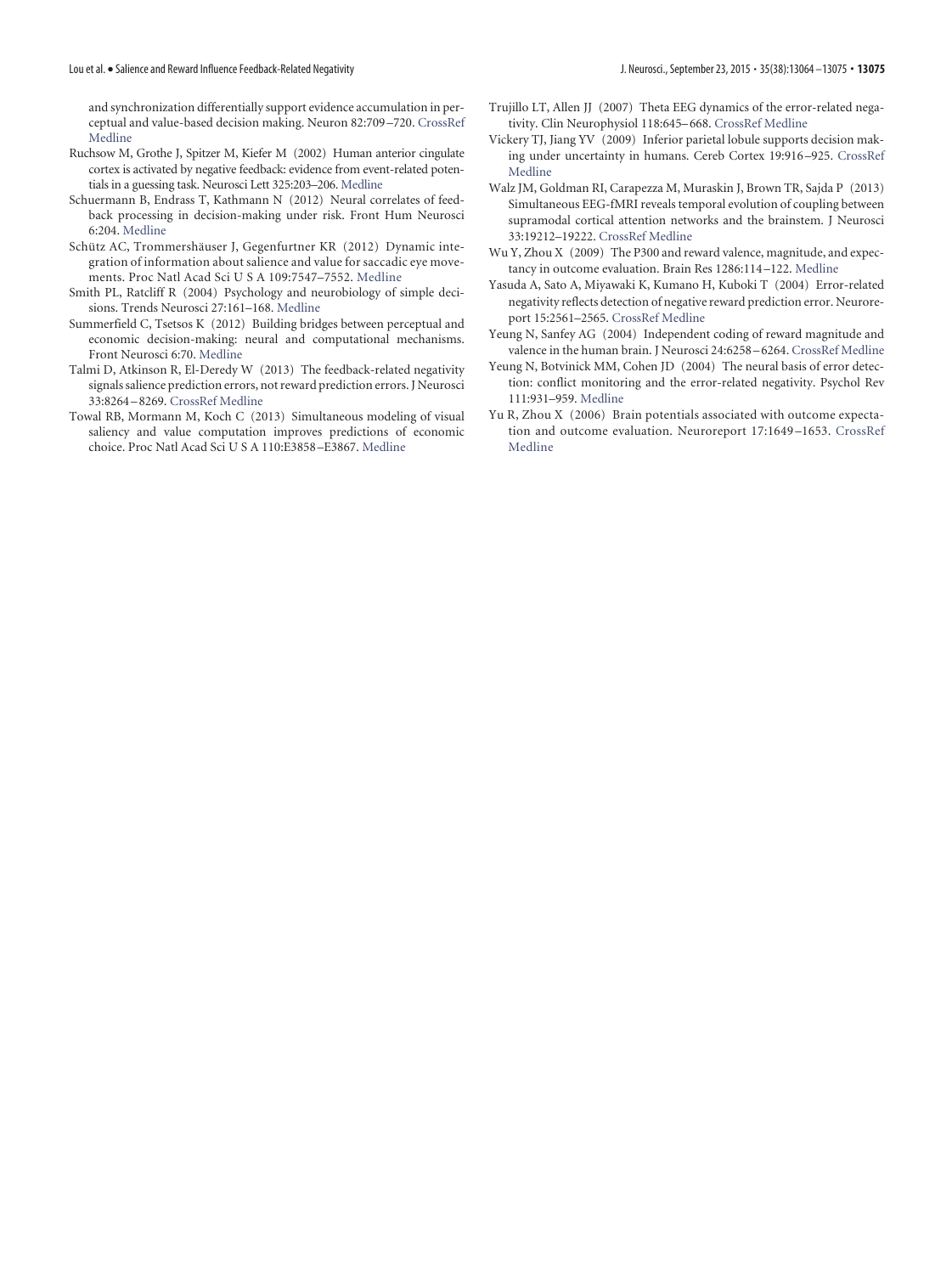and synchronization differentially support evidence accumulation in perceptual and value-based decision making. Neuron 82:709–720. CrossRef Medline

Ruchsow M, Grothe J, Spitzer M, Kiefer M (2002) Human anterior cingulate cortex is activated by negative feedback: evidence from event-related potentials in a guessing task. Neurosci Lett 325:203–206. Medline

Schuermann B, Endrass T, Kathmann N (2012) Neural correlates of feedback processing in decision-making under risk. Front Hum Neurosci 6:204. Medline

Schütz AC, Trommershäuser J, Gegenfurtner KR (2012) Dynamic integration of information about salience and value for saccadic eye movements. Proc Natl Acad Sci U S A 109:7547–7552. Medline

Smith PL, Ratcliff R (2004) Psychology and neurobiology of simple decisions. Trends Neurosci 27:161–168. Medline

Summerfield C, Tsetsos K (2012) Building bridges between perceptual and economic decision-making: neural and computational mechanisms. Front Neurosci 6:70. Medline

Talmi D, Atkinson R, El-Deredy W (2013) The feedback-related negativity signals salience prediction errors, not reward prediction errors. J Neurosci 33:8264–8269. CrossRef Medline

Towal RB, Mormann M, Koch C (2013) Simultaneous modeling of visual saliency and value computation improves predictions of economic choice. Proc Natl Acad Sci U S A 110:E3858–E3867. Medline

Trujillo LT, Allen JJ (2007) Theta EEG dynamics of the error-related negativity. Clin Neurophysiol 118:645–668. CrossRef Medline

Vickery TJ, Jiang YV (2009) Inferior parietal lobule supports decision making under uncertainty in humans. Cereb Cortex 19:916–925. CrossRef Medline

Walz JM, Goldman RI, Carapezza M, Muraskin J, Brown TR, Sajda P (2013) Simultaneous EEG-fMRI reveals temporal evolution of coupling between supramodal cortical attention networks and the brainstem. J Neurosci 33:19212–19222. CrossRef Medline

Wu Y, Zhou X (2009) The P300 and reward valence, magnitude, and expectancy in outcome evaluation. Brain Res 1286:114–122. Medline

Yasuda A, Sato A, Miyawaki K, Kumano H, Kuboki T (2004) Error-related negativity reflects detection of negative reward prediction error. Neuroreport 15:2561–2565. CrossRef Medline

Yeung N, Sanfey AG (2004) Independent coding of reward magnitude and valence in the human brain. J Neurosci 24:6258–6264. CrossRef Medline

Yeung N, Botvinick MM, Cohen JD (2004) The neural basis of error detection: conflict monitoring and the error-related negativity. Psychol Rev 111:931–959. Medline

Yu R, Zhou X (2006) Brain potentials associated with outcome expectation and outcome evaluation. Neuroreport 17:1649–1653. CrossRef Medline